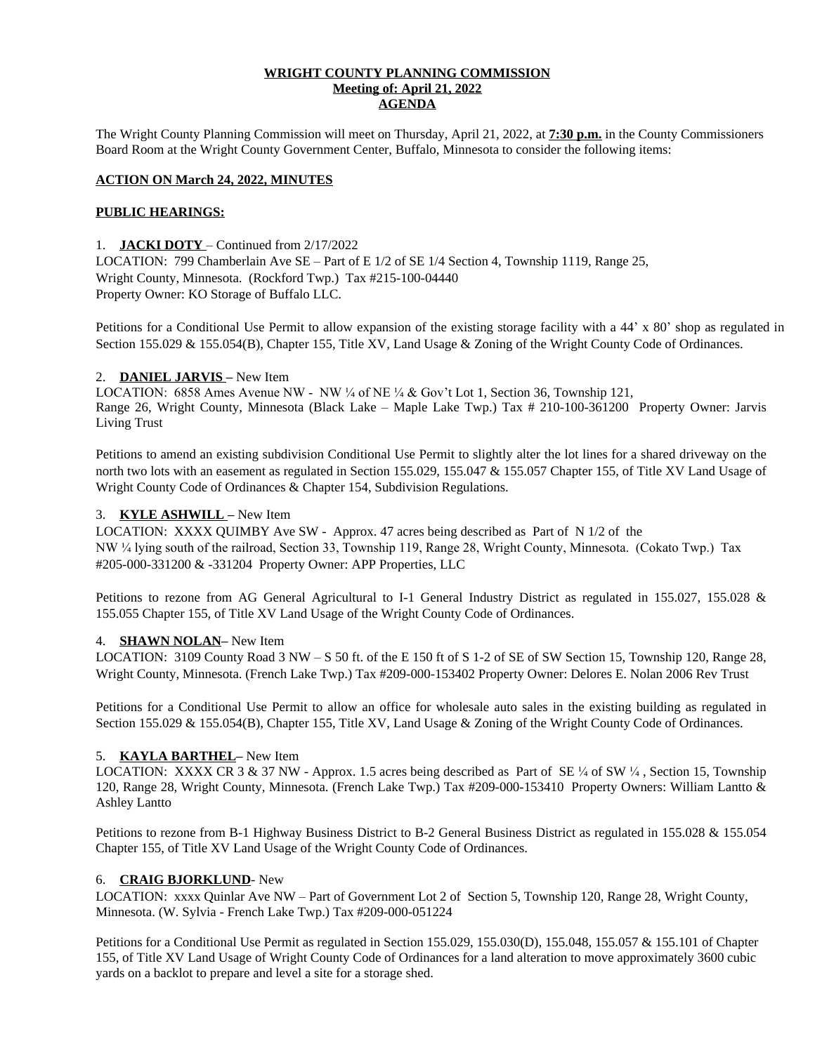**WRIGHT COUNTY PLANNING COMMISSION**
**Meeting of: April 21, 2022**
**AGENDA**

The Wright County Planning Commission will meet on Thursday, April 21, 2022, at **7:30 p.m.** in the County Commissioners Board Room at the Wright County Government Center, Buffalo, Minnesota to consider the following items:

**ACTION ON March 24, 2022, MINUTES**

**PUBLIC HEARINGS:**

1. **JACKI DOTY** – Continued from 2/17/2022
LOCATION: 799 Chamberlain Ave SE – Part of E 1/2 of SE 1/4 Section 4, Township 1119, Range 25, Wright County, Minnesota. (Rockford Twp.) Tax #215-100-04440
Property Owner: KO Storage of Buffalo LLC.

Petitions for a Conditional Use Permit to allow expansion of the existing storage facility with a 44' x 80' shop as regulated in Section 155.029 & 155.054(B), Chapter 155, Title XV, Land Usage & Zoning of the Wright County Code of Ordinances.

2. **DANIEL JARVIS** – New Item
LOCATION: 6858 Ames Avenue NW - NW ¼ of NE ¼ & Gov't Lot 1, Section 36, Township 121, Range 26, Wright County, Minnesota (Black Lake – Maple Lake Twp.) Tax # 210-100-361200 Property Owner: Jarvis Living Trust

Petitions to amend an existing subdivision Conditional Use Permit to slightly alter the lot lines for a shared driveway on the north two lots with an easement as regulated in Section 155.029, 155.047 & 155.057 Chapter 155, of Title XV Land Usage of Wright County Code of Ordinances & Chapter 154, Subdivision Regulations.

3. **KYLE ASHWILL** – New Item
LOCATION: XXXX QUIMBY Ave SW - Approx. 47 acres being described as Part of N 1/2 of the NW ¼ lying south of the railroad, Section 33, Township 119, Range 28, Wright County, Minnesota. (Cokato Twp.) Tax #205-000-331200 & -331204 Property Owner: APP Properties, LLC

Petitions to rezone from AG General Agricultural to I-1 General Industry District as regulated in 155.027, 155.028 & 155.055 Chapter 155, of Title XV Land Usage of the Wright County Code of Ordinances.

4. **SHAWN NOLAN**– New Item
LOCATION: 3109 County Road 3 NW – S 50 ft. of the E 150 ft of S 1-2 of SE of SW Section 15, Township 120, Range 28, Wright County, Minnesota. (French Lake Twp.) Tax #209-000-153402 Property Owner: Delores E. Nolan 2006 Rev Trust

Petitions for a Conditional Use Permit to allow an office for wholesale auto sales in the existing building as regulated in Section 155.029 & 155.054(B), Chapter 155, Title XV, Land Usage & Zoning of the Wright County Code of Ordinances.

5. **KAYLA BARTHEL**– New Item
LOCATION: XXXX CR 3 & 37 NW - Approx. 1.5 acres being described as Part of SE ¼ of SW ¼ , Section 15, Township 120, Range 28, Wright County, Minnesota. (French Lake Twp.) Tax #209-000-153410 Property Owners: William Lantto & Ashley Lantto

Petitions to rezone from B-1 Highway Business District to B-2 General Business District as regulated in 155.028 & 155.054 Chapter 155, of Title XV Land Usage of the Wright County Code of Ordinances.

6. **CRAIG BJORKLUND**- New
LOCATION: xxxx Quinlar Ave NW – Part of Government Lot 2 of Section 5, Township 120, Range 28, Wright County, Minnesota. (W. Sylvia - French Lake Twp.) Tax #209-000-051224

Petitions for a Conditional Use Permit as regulated in Section 155.029, 155.030(D), 155.048, 155.057 & 155.101 of Chapter 155, of Title XV Land Usage of Wright County Code of Ordinances for a land alteration to move approximately 3600 cubic yards on a backlot to prepare and level a site for a storage shed.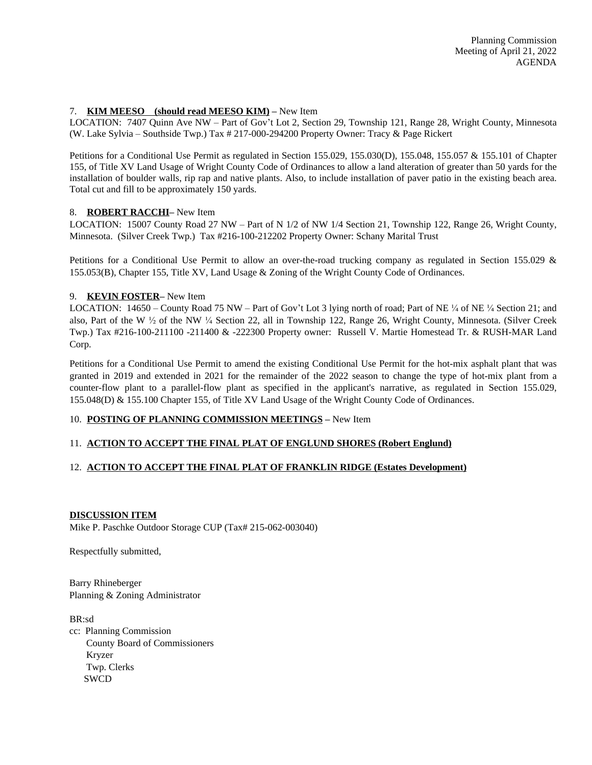Planning Commission
Meeting of April 21, 2022
AGENDA

7. **KIM MEESO (should read MEESO KIM)** – New Item
LOCATION: 7407 Quinn Ave NW – Part of Gov't Lot 2, Section 29, Township 121, Range 28, Wright County, Minnesota (W. Lake Sylvia – Southside Twp.) Tax # 217-000-294200 Property Owner: Tracy & Page Rickert

Petitions for a Conditional Use Permit as regulated in Section 155.029, 155.030(D), 155.048, 155.057 & 155.101 of Chapter 155, of Title XV Land Usage of Wright County Code of Ordinances to allow a land alteration of greater than 50 yards for the installation of boulder walls, rip rap and native plants. Also, to include installation of paver patio in the existing beach area. Total cut and fill to be approximately 150 yards.

8. **ROBERT RACCHI**– New Item
LOCATION: 15007 County Road 27 NW – Part of N 1/2 of NW 1/4 Section 21, Township 122, Range 26, Wright County, Minnesota. (Silver Creek Twp.) Tax #216-100-212202 Property Owner: Schany Marital Trust

Petitions for a Conditional Use Permit to allow an over-the-road trucking company as regulated in Section 155.029 & 155.053(B), Chapter 155, Title XV, Land Usage & Zoning of the Wright County Code of Ordinances.

9. **KEVIN FOSTER**– New Item
LOCATION: 14650 – County Road 75 NW – Part of Gov't Lot 3 lying north of road; Part of NE ¼ of NE ¼ Section 21; and also, Part of the W ½ of the NW ¼ Section 22, all in Township 122, Range 26, Wright County, Minnesota. (Silver Creek Twp.) Tax #216-100-211100 -211400 & -222300 Property owner: Russell V. Martie Homestead Tr. & RUSH-MAR Land Corp.

Petitions for a Conditional Use Permit to amend the existing Conditional Use Permit for the hot-mix asphalt plant that was granted in 2019 and extended in 2021 for the remainder of the 2022 season to change the type of hot-mix plant from a counter-flow plant to a parallel-flow plant as specified in the applicant's narrative, as regulated in Section 155.029, 155.048(D) & 155.100 Chapter 155, of Title XV Land Usage of the Wright County Code of Ordinances.

10. **POSTING OF PLANNING COMMISSION MEETINGS** – New Item

11. **ACTION TO ACCEPT THE FINAL PLAT OF ENGLUND SHORES (Robert Englund)**

12. **ACTION TO ACCEPT THE FINAL PLAT OF FRANKLIN RIDGE (Estates Development)**

**DISCUSSION ITEM**
Mike P. Paschke Outdoor Storage CUP (Tax# 215-062-003040)

Respectfully submitted,

Barry Rhineberger
Planning & Zoning Administrator

BR:sd
cc: Planning Commission
County Board of Commissioners
Kryzer
Twp. Clerks
SWCD